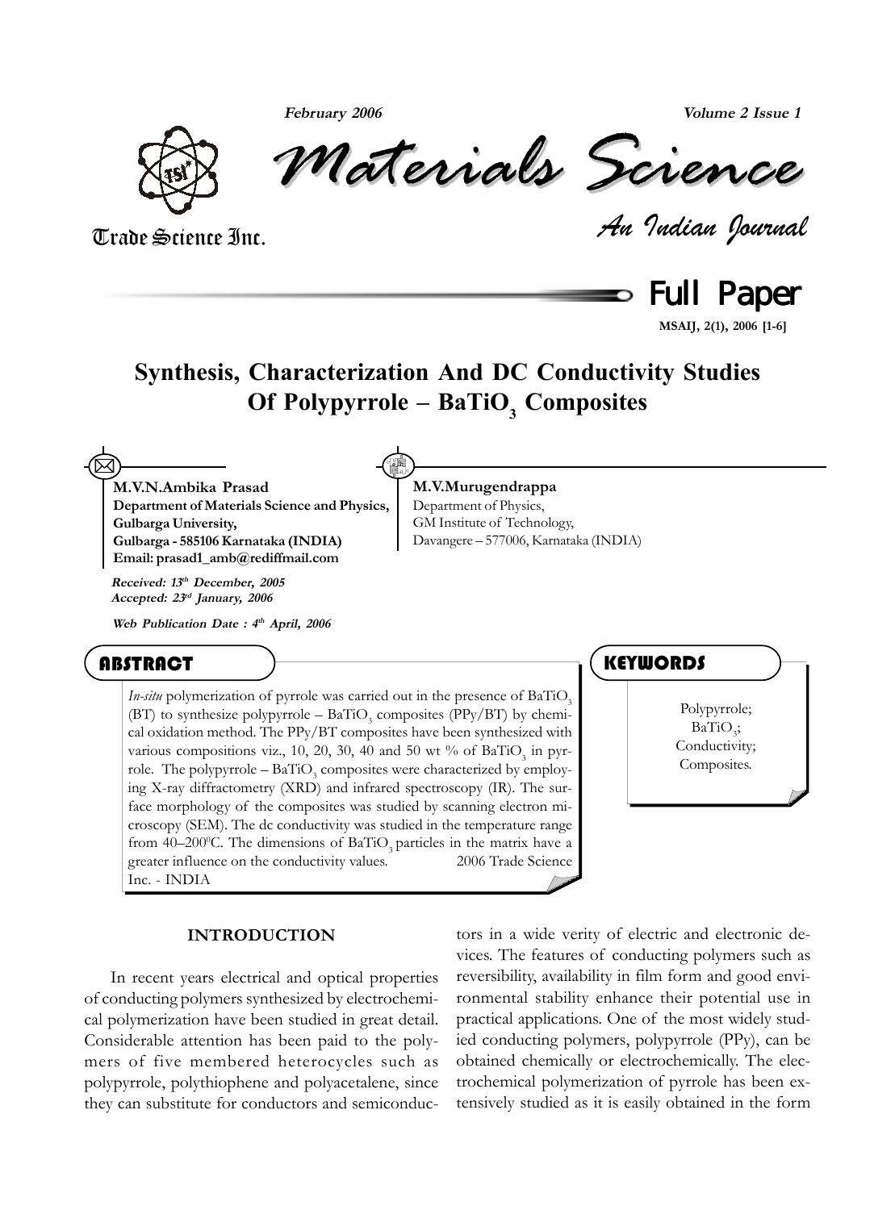# Synthesis, Characterization And DC Conductivity Studies Of Polypyrrole – $BaTiO_3$ Composites

**M.V.N.Ambika Prasad**
**Department of Materials Science and Physics, Gulbarga University, Gulbarga - 585106 Karnataka (INDIA)**
**Email: prasad1_amb@rediffmail.com**

**M.V.Murugendrappa**
Department of Physics, GM Institute of Technology, Davangere – 577006, Karnataka (INDIA)

***Received: 13th December, 2005***
***Accepted: 23rd January, 2006***

***Web Publication Date : 4th April, 2006***

## ABSTRACT

*In-situ* polymerization of pyrrole was carried out in the presence of $BaTiO_3$ (BT) to synthesize polypyrrole – $BaTiO_3$ composites (PPy/BT) by chemical oxidation method. The PPy/BT composites have been synthesized with various compositions viz., 10, 20, 30, 40 and 50 wt % of $BaTiO_3$ in pyrrole. The polypyrrole – $BaTiO_3$ composites were characterized by employing X-ray diffractometry (XRD) and infrared spectroscopy (IR). The surface morphology of the composites was studied by scanning electron microscopy (SEM). The dc conductivity was studied in the temperature range from 40–200$^0$C. The dimensions of $BaTiO_3$ particles in the matrix have a greater influence on the conductivity values. 2006 Trade Science Inc. - INDIA

## KEYWORDS

Polypyrrole;
$BaTiO_3$;
Conductivity;
Composites.

## INTRODUCTION

In recent years electrical and optical properties of conducting polymers synthesized by electrochemical polymerization have been studied in great detail. Considerable attention has been paid to the polymers of five membered heterocycles such as polypyrrole, polythiophene and polyacetalene, since they can substitute for conductors and semiconductors in a wide verity of electric and electronic devices. The features of conducting polymers such as reversibility, availability in film form and good environmental stability enhance their potential use in practical applications. One of the most widely studied conducting polymers, polypyrrole (PPy), can be obtained chemically or electrochemically. The electrochemical polymerization of pyrrole has been extensively studied as it is easily obtained in the form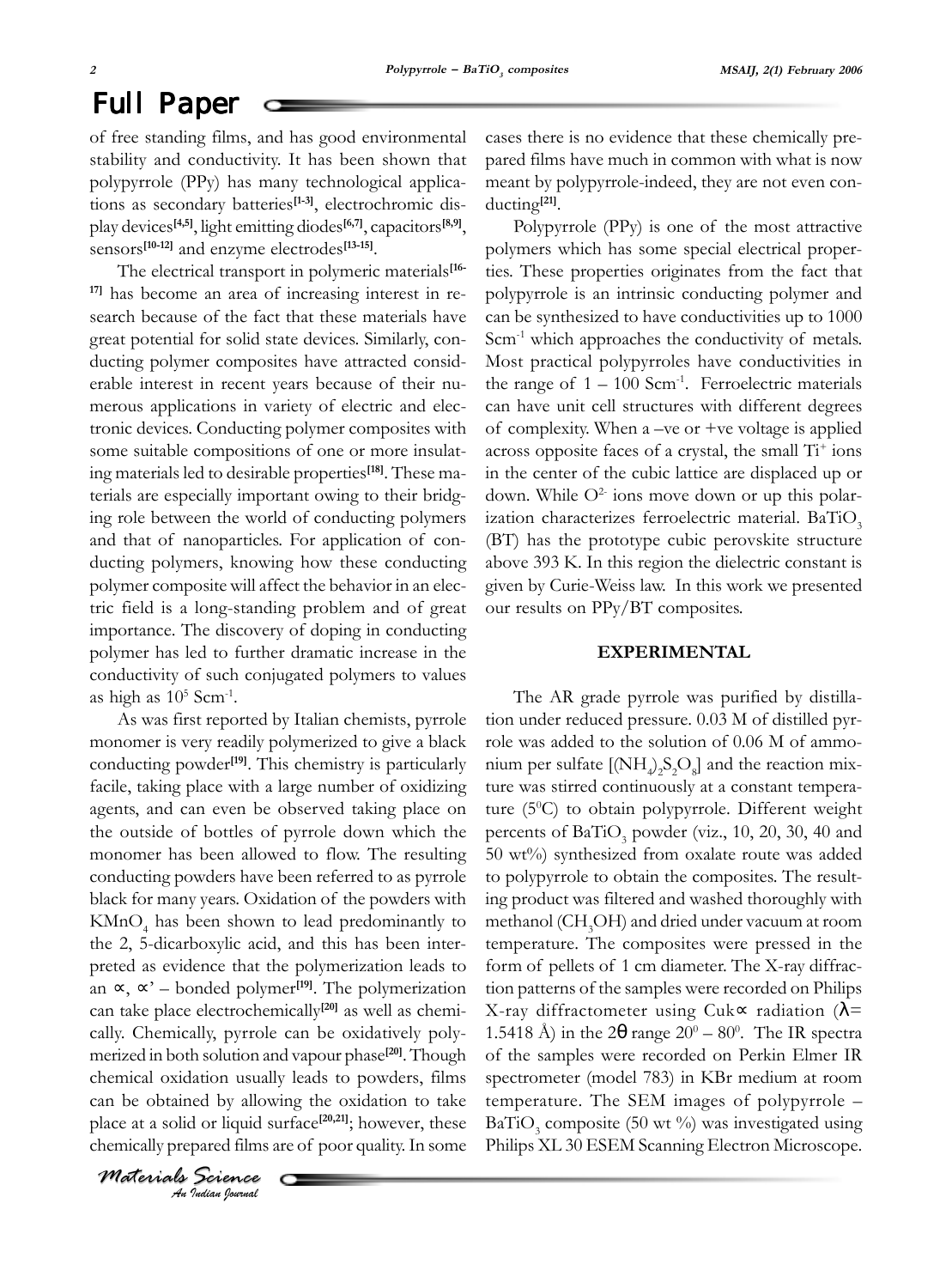of free standing films, and has good environmental stability and conductivity. It has been shown that polypyrrole (PPy) has many technological applications as secondary batteries[1-3], electrochromic display devices[4,5], light emitting diodes[6,7], capacitors[8,9], sensors[10-12] and enzyme electrodes[13-15].

The electrical transport in polymeric materials[16-17] has become an area of increasing interest in research because of the fact that these materials have great potential for solid state devices. Similarly, conducting polymer composites have attracted considerable interest in recent years because of their numerous applications in variety of electric and electronic devices. Conducting polymer composites with some suitable compositions of one or more insulating materials led to desirable properties[18]. These materials are especially important owing to their bridging role between the world of conducting polymers and that of nanoparticles. For application of conducting polymers, knowing how these conducting polymer composite will affect the behavior in an electric field is a long-standing problem and of great importance. The discovery of doping in conducting polymer has led to further dramatic increase in the conductivity of such conjugated polymers to values as high as $10^5$ $Scm^{-1}$.

As was first reported by Italian chemists, pyrrole monomer is very readily polymerized to give a black conducting powder[19]. This chemistry is particularly facile, taking place with a large number of oxidizing agents, and can even be observed taking place on the outside of bottles of pyrrole down which the monomer has been allowed to flow. The resulting conducting powders have been referred to as pyrrole black for many years. Oxidation of the powders with $KMnO_4$ has been shown to lead predominantly to the 2, 5-dicarboxylic acid, and this has been interpreted as evidence that the polymerization leads to an ∝, ∝' – bonded polymer[19]. The polymerization can take place electrochemically[20] as well as chemically. Chemically, pyrrole can be oxidatively polymerized in both solution and vapour phase[20]. Though chemical oxidation usually leads to powders, films can be obtained by allowing the oxidation to take place at a solid or liquid surface[20,21]; however, these chemically prepared films are of poor quality. In some cases there is no evidence that these chemically prepared films have much in common with what is now meant by polypyrrole-indeed, they are not even conducting[21].

Polypyrrole (PPy) is one of the most attractive polymers which has some special electrical properties. These properties originates from the fact that polypyrrole is an intrinsic conducting polymer and can be synthesized to have conductivities up to 1000 $Scm^{-1}$ which approaches the conductivity of metals. Most practical polypyrroles have conductivities in the range of 1 – 100 $Scm^{-1}$. Ferroelectric materials can have unit cell structures with different degrees of complexity. When a –ve or +ve voltage is applied across opposite faces of a crystal, the small $Ti^{+}$ ions in the center of the cubic lattice are displaced up or down. While $O^{2-}$ ions move down or up this polarization characterizes ferroelectric material. $BaTiO_3$ (BT) has the prototype cubic perovskite structure above 393 K. In this region the dielectric constant is given by Curie-Weiss law. In this work we presented our results on PPy/BT composites.

## EXPERIMENTAL

The AR grade pyrrole was purified by distillation under reduced pressure. 0.03 M of distilled pyrrole was added to the solution of 0.06 M of ammonium per sulfate [$(NH_4)_2S_2O_8$] and the reaction mixture was stirred continuously at a constant temperature ($5^0$C) to obtain polypyrrole. Different weight percents of $BaTiO_3$ powder (viz., 10, 20, 30, 40 and 50 wt%) synthesized from oxalate route was added to polypyrrole to obtain the composites. The resulting product was filtered and washed thoroughly with methanol ($CH_3OH$) and dried under vacuum at room temperature. The composites were pressed in the form of pellets of 1 cm diameter. The X-ray diffraction patterns of the samples were recorded on Philips X-ray diffractometer using Cuk∝ radiation ($\lambda$= 1.5418 Å) in the 2$\theta$ range $20^0$ – $80^0$. The IR spectra of the samples were recorded on Perkin Elmer IR spectrometer (model 783) in KBr medium at room temperature. The SEM images of polypyrrole – $BaTiO_3$ composite (50 wt %) was investigated using Philips XL 30 ESEM Scanning Electron Microscope.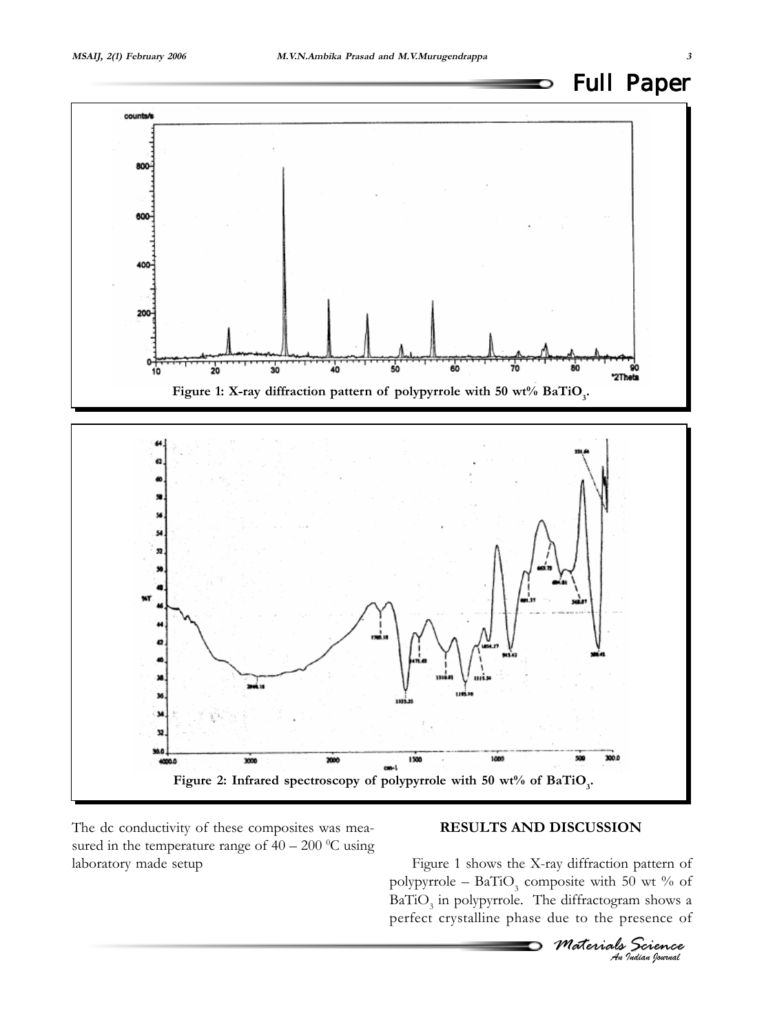Figure 1: X-ray diffraction pattern of polypyrrole with 50 wt% $BaTiO_3$.

Figure 2: Infrared spectroscopy of polypyrrole with 50 wt% of $BaTiO_3$.

The dc conductivity of these composites was measured in the temperature range of 40 – 200 $^0$C using laboratory made setup

## RESULTS AND DISCUSSION

Figure 1 shows the X-ray diffraction pattern of polypyrrole – $BaTiO_3$ composite with 50 wt % of $BaTiO_3$ in polypyrrole. The diffractogram shows a perfect crystalline phase due to the presence of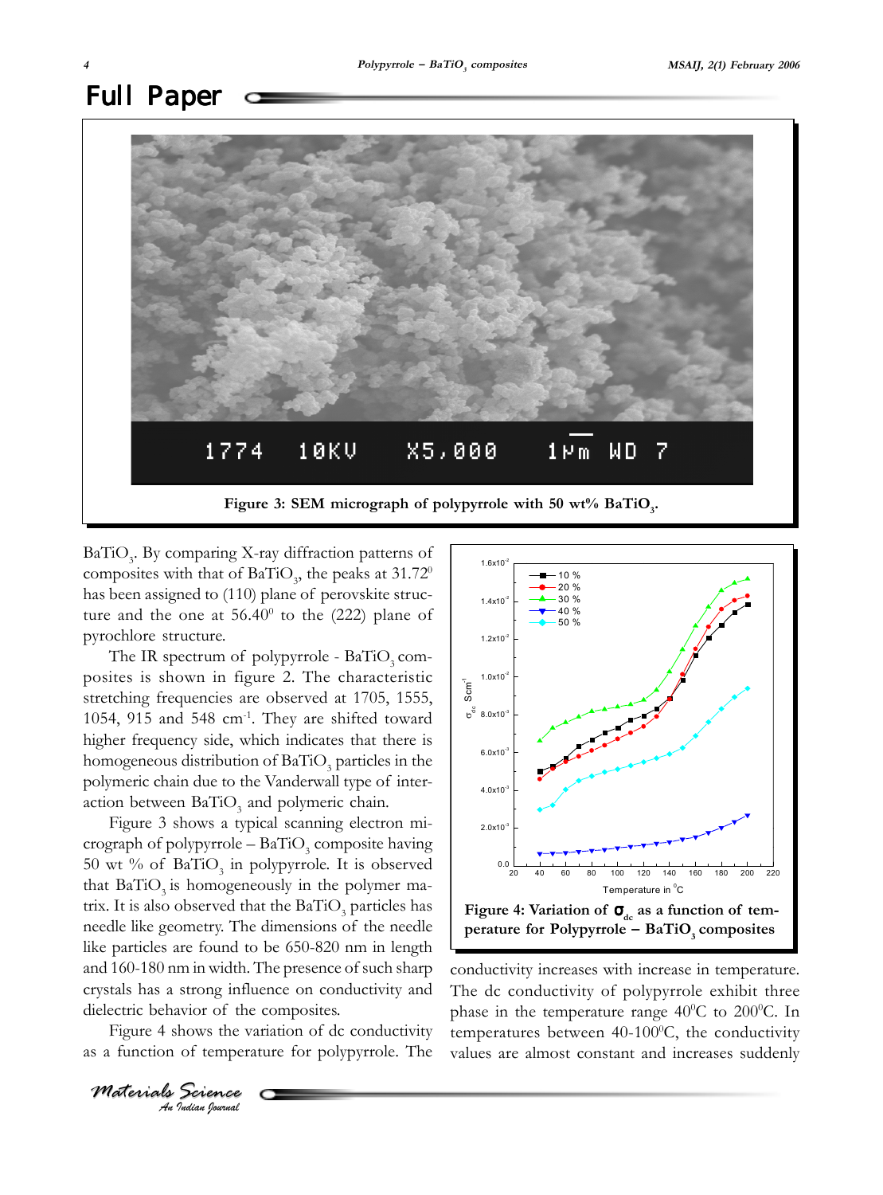Figure 3: SEM micrograph of polypyrrole with 50 wt% $BaTiO_3$.

$BaTiO_3$. By comparing X-ray diffraction patterns of composites with that of $BaTiO_3$, the peaks at 31.72$^0$ has been assigned to (110) plane of perovskite structure and the one at 56.40$^0$ to the (222) plane of pyrochlore structure.

The IR spectrum of polypyrrole - $BaTiO_3$ composites is shown in figure 2. The characteristic stretching frequencies are observed at 1705, 1555, 1054, 915 and 548 cm$^{-1}$. They are shifted toward higher frequency side, which indicates that there is homogeneous distribution of $BaTiO_3$ particles in the polymeric chain due to the Vanderwall type of interaction between $BaTiO_3$ and polymeric chain.

Figure 3 shows a typical scanning electron micrograph of polypyrrole – $BaTiO_3$ composite having 50 wt % of $BaTiO_3$ in polypyrrole. It is observed that $BaTiO_3$ is homogeneously in the polymer matrix. It is also observed that the $BaTiO_3$ particles has needle like geometry. The dimensions of the needle like particles are found to be 650-820 nm in length and 160-180 nm in width. The presence of such sharp crystals has a strong influence on conductivity and dielectric behavior of the composites.

Figure 4 shows the variation of dc conductivity as a function of temperature for polypyrrole. The conductivity increases with increase in temperature. The dc conductivity of polypyrrole exhibit three phase in the temperature range 40$^0$C to 200$^0$C. In temperatures between 40-100$^0$C, the conductivity values are almost constant and increases suddenly

Figure 4: Variation of $\sigma_{dc}$ as a function of temperature for Polypyrrole – $BaTiO_3$ composites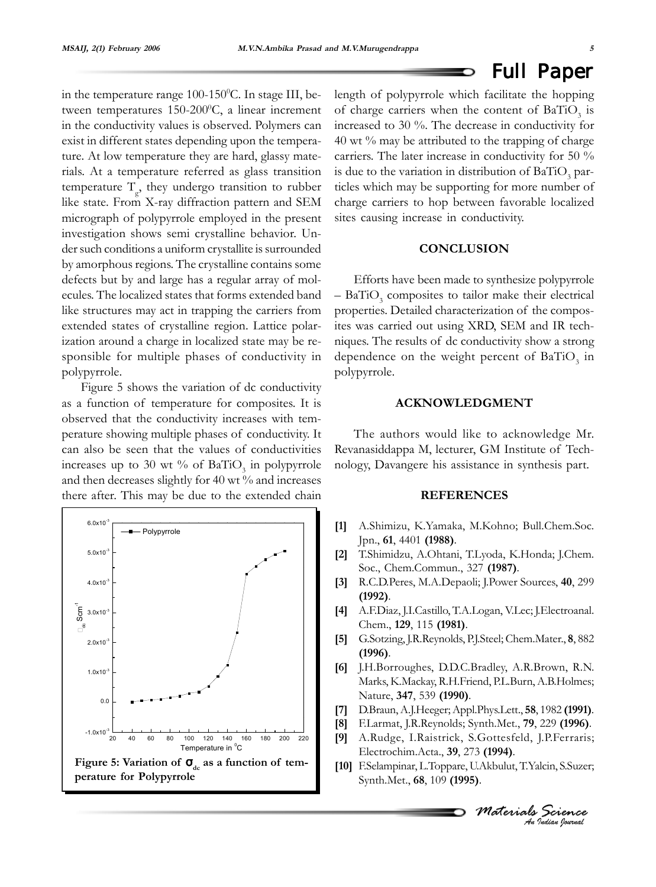in the temperature range 100-150$^0$C. In stage III, between temperatures 150-200$^0$C, a linear increment in the conductivity values is observed. Polymers can exist in different states depending upon the temperature. At low temperature they are hard, glassy materials. At a temperature referred as glass transition temperature $T_g$, they undergo transition to rubber like state. From X-ray diffraction pattern and SEM micrograph of polypyrrole employed in the present investigation shows semi crystalline behavior. Under such conditions a uniform crystallite is surrounded by amorphous regions. The crystalline contains some defects but by and large has a regular array of molecules. The localized states that forms extended band like structures may act in trapping the carriers from extended states of crystalline region. Lattice polarization around a charge in localized state may be responsible for multiple phases of conductivity in polypyrrole.

Figure 5 shows the variation of dc conductivity as a function of temperature for composites. It is observed that the conductivity increases with temperature showing multiple phases of conductivity. It can also be seen that the values of conductivities increases up to 30 wt % of $BaTiO_3$ in polypyrrole and then decreases slightly for 40 wt % and increases there after. This may be due to the extended chain length of polypyrrole which facilitate the hopping of charge carriers when the content of $BaTiO_3$ is increased to 30 %. The decrease in conductivity for 40 wt % may be attributed to the trapping of charge carriers. The later increase in conductivity for 50 % is due to the variation in distribution of $BaTiO_3$ particles which may be supporting for more number of charge carriers to hop between favorable localized sites causing increase in conductivity.

**Figure 5: Variation of $\sigma_{dc}$ as a function of temperature for Polypyrrole**

## CONCLUSION

Efforts have been made to synthesize polypyrrole – $BaTiO_3$ composites to tailor make their electrical properties. Detailed characterization of the composites was carried out using XRD, SEM and IR techniques. The results of dc conductivity show a strong dependence on the weight percent of $BaTiO_3$ in polypyrrole.

## ACKNOWLEDGMENT

The authors would like to acknowledge Mr. Revanasiddappa M, lecturer, GM Institute of Technology, Davangere his assistance in synthesis part.

## REFERENCES

[1] A.Shimizu, K.Yamaka, M.Kohno; Bull.Chem.Soc. Jpn., **61**, 4401 **(1988)**.

[2] T.Shimidzu, A.Ohtani, T.Lyoda, K.Honda; J.Chem. Soc., Chem.Commun., 327 **(1987)**.

[3] R.C.D.Peres, M.A.Depaoli; J.Power Sources, **40**, 299 **(1992)**.

[4] A.F.Diaz, J.I.Castillo, T.A.Logan, V.Lec; J.Electroanal. Chem., **129**, 115 **(1981)**.

[5] G.Sotzing, J.R.Reynolds, P.J.Steel; Chem.Mater., **8**, 882 **(1996)**.

[6] J.H.Borroughes, D.D.C.Bradley, A.R.Brown, R.N. Marks, K.Mackay, R.H.Friend, P.L.Burn, A.B.Holmes; Nature, **347**, 539 **(1990)**.

[7] D.Braun, A.J.Heeger; Appl.Phys.Lett., **58**, 1982 **(1991)**.

[8] F.Larmat, J.R.Reynolds; Synth.Met., **79**, 229 **(1996)**.

[9] A.Rudge, I.Raistrick, S.Gottesfeld, J.P.Ferraris; Electrochim.Acta., **39**, 273 **(1994)**.

[10] F.Selampinar, L.Toppare, U.Akbulut, T.Yalcin, S.Suzer; Synth.Met., **68**, 109 **(1995)**.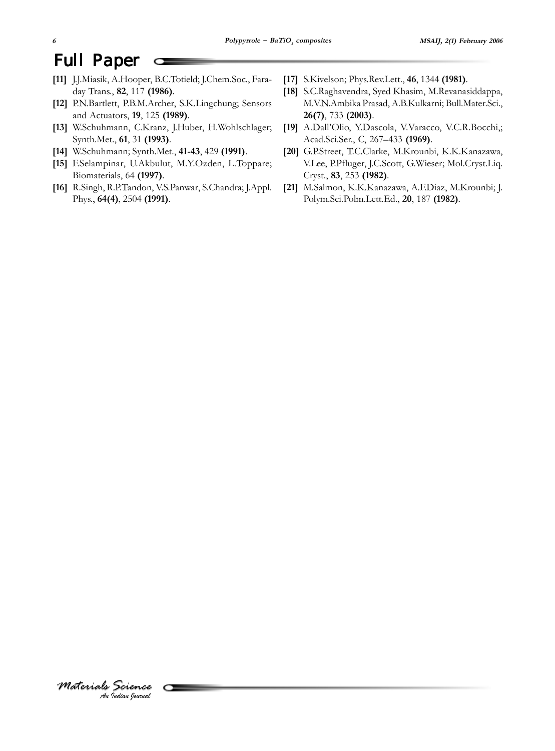- [11] J.J.Miasik, A.Hooper, B.C.Totield; J.Chem.Soc., Faraday Trans., **82**, 117 **(1986)**.
- [12] P.N.Bartlett, P.B.M.Archer, S.K.Lingchung; Sensors and Actuators, **19**, 125 **(1989)**.
- [13] W.Schuhmann, C.Kranz, J.Huber, H.Wohlschlager; Synth.Met., **61**, 31 **(1993)**.
- [14] W.Schuhmann; Synth.Met., **41-43**, 429 **(1991)**.
- [15] F.Selampinar, U.Akbulut, M.Y.Ozden, L.Toppare; Biomaterials, 64 **(1997)**.
- [16] R.Singh, R.P.Tandon, V.S.Panwar, S.Chandra; J.Appl. Phys., **64(4)**, 2504 **(1991)**.
- [17] S.Kivelson; Phys.Rev.Lett., **46**, 1344 **(1981)**.
- [18] S.C.Raghavendra, Syed Khasim, M.Revanasiddappa, M.V.N.Ambika Prasad, A.B.Kulkarni; Bull.Mater.Sci., **26(7)**, 733 **(2003)**.
- [19] A.Dall'Olio, Y.Dascola, V.Varacco, V.C.R.Bocchi,; Acad.Sci.Ser., C, 267–433 **(1969)**.
- [20] G.P.Street, T.C.Clarke, M.Krounbi, K.K.Kanazawa, V.Lee, P.Pfluger, J.C.Scott, G.Wieser; Mol.Cryst.Liq. Cryst., **83**, 253 **(1982)**.
- [21] M.Salmon, K.K.Kanazawa, A.F.Diaz, M.Krounbi; J. Polym.Sci.Polm.Lett.Ed., **20**, 187 **(1982)**.